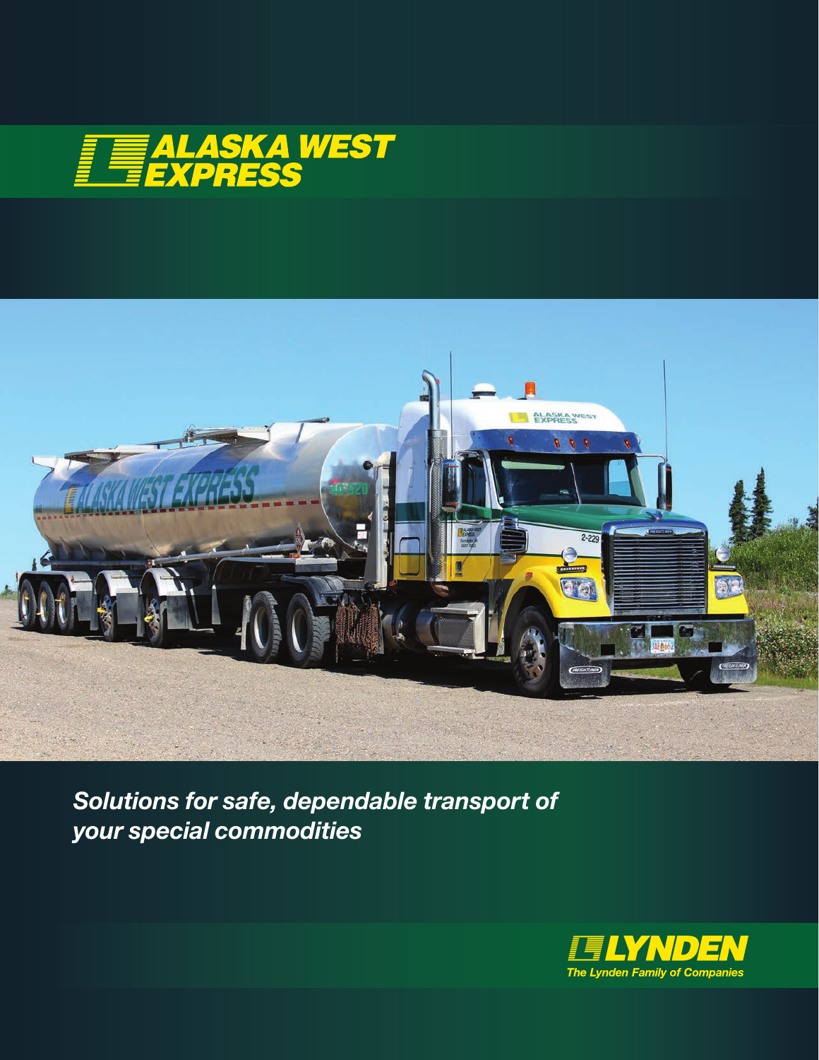# ALASKA WEST EXPRESS

*Solutions for safe, dependable transport of your special commodities*

**LYNDEN**

*The Lynden Family of Companies*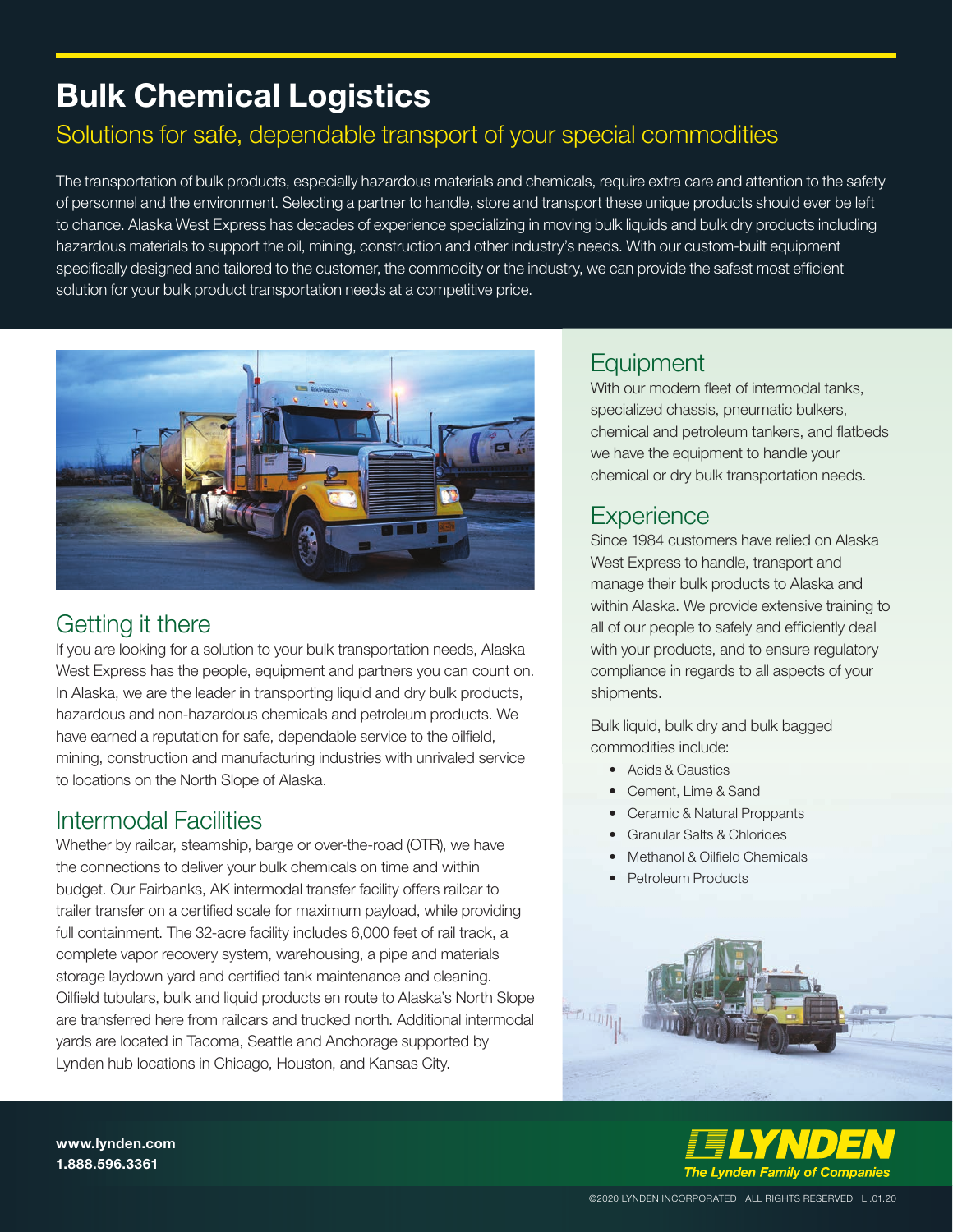# Bulk Chemical Logistics

## Solutions for safe, dependable transport of your special commodities

The transportation of bulk products, especially hazardous materials and chemicals, require extra care and attention to the safety of personnel and the environment. Selecting a partner to handle, store and transport these unique products should ever be left to chance. Alaska West Express has decades of experience specializing in moving bulk liquids and bulk dry products including hazardous materials to support the oil, mining, construction and other industry's needs. With our custom-built equipment specifically designed and tailored to the customer, the commodity or the industry, we can provide the safest most efficient solution for your bulk product transportation needs at a competitive price.

## Getting it there

If you are looking for a solution to your bulk transportation needs, Alaska West Express has the people, equipment and partners you can count on. In Alaska, we are the leader in transporting liquid and dry bulk products, hazardous and non-hazardous chemicals and petroleum products. We have earned a reputation for safe, dependable service to the oilfield, mining, construction and manufacturing industries with unrivaled service to locations on the North Slope of Alaska.

## Intermodal Facilities

Whether by railcar, steamship, barge or over-the-road (OTR), we have the connections to deliver your bulk chemicals on time and within budget. Our Fairbanks, AK intermodal transfer facility offers railcar to trailer transfer on a certified scale for maximum payload, while providing full containment. The 32-acre facility includes 6,000 feet of rail track, a complete vapor recovery system, warehousing, a pipe and materials storage laydown yard and certified tank maintenance and cleaning. Oilfield tubulars, bulk and liquid products en route to Alaska's North Slope are transferred here from railcars and trucked north. Additional intermodal yards are located in Tacoma, Seattle and Anchorage supported by Lynden hub locations in Chicago, Houston, and Kansas City.

## Equipment

With our modern fleet of intermodal tanks, specialized chassis, pneumatic bulkers, chemical and petroleum tankers, and flatbeds we have the equipment to handle your chemical or dry bulk transportation needs.

## Experience

Since 1984 customers have relied on Alaska West Express to handle, transport and manage their bulk products to Alaska and within Alaska. We provide extensive training to all of our people to safely and efficiently deal with your products, and to ensure regulatory compliance in regards to all aspects of your shipments.

Bulk liquid, bulk dry and bulk bagged commodities include:

- Acids & Caustics
- Cement, Lime & Sand
- Ceramic & Natural Proppants
- Granular Salts & Chlorides
- Methanol & Oilfield Chemicals
- Petroleum Products

**www.lynden.com**
**1.888.596.3361**

LYNDEN
*The Lynden Family of Companies*

©2020 LYNDEN INCORPORATED ALL RIGHTS RESERVED LI.01.20